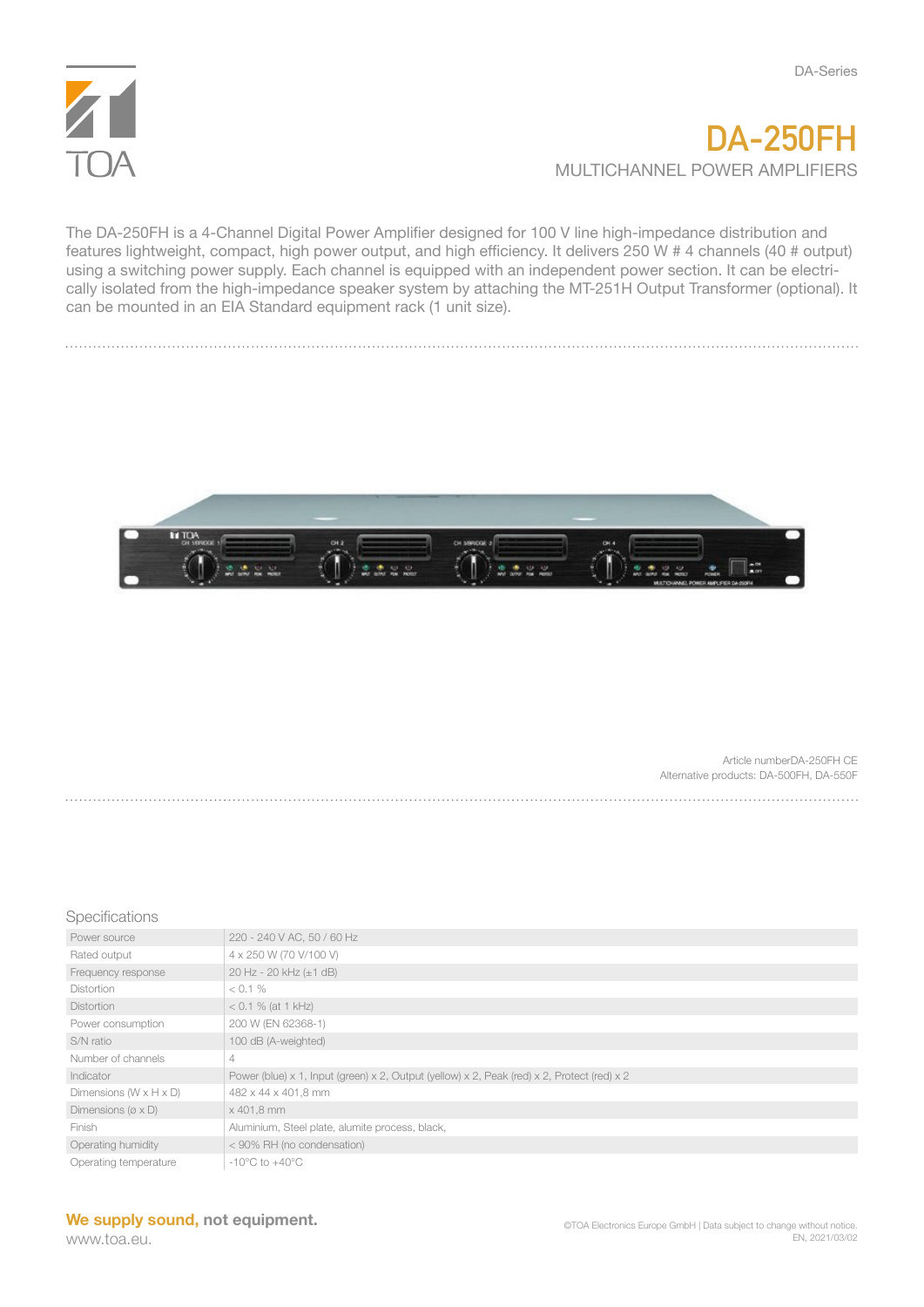DA-Series

# DA-250FH

## MULTICHANNEL POWER AMPLIFIERS

The DA-250FH is a 4-Channel Digital Power Amplifier designed for 100 V line high-impedance distribution and features lightweight, compact, high power output, and high efficiency. It delivers 250 W # 4 channels (40 # output) using a switching power supply. Each channel is equipped with an independent power section. It can be electrically isolated from the high-impedance speaker system by attaching the MT-251H Output Transformer (optional). It can be mounted in an EIA Standard equipment rack (1 unit size).

Article numberDA-250FH CE
Alternative products: DA-500FH, DA-550F

### Specifications

| | |
|---|---|
| Power source | 220 - 240 V AC, 50 / 60 Hz |
| Rated output | 4 x 250 W (70 V/100 V) |
| Frequency response | 20 Hz - 20 kHz (±1 dB) |
| Distortion | < 0.1 % |
| Distortion | < 0.1 % (at 1 kHz) |
| Power consumption | 200 W (EN 62368-1) |
| S/N ratio | 100 dB (A-weighted) |
| Number of channels | 4 |
| Indicator | Power (blue) x 1, Input (green) x 2, Output (yellow) x 2, Peak (red) x 2, Protect (red) x 2 |
| Dimensions (W x H x D) | 482 x 44 x 401,8 mm |
| Dimensions (ø x D) | x 401,8 mm |
| Finish | Aluminium, Steel plate, alumite process, black, |
| Operating humidity | < 90% RH (no condensation) |
| Operating temperature | -10°C to +40°C |

**We supply sound, not equipment.**
www.toa.eu.

©TOA Electronics Europe GmbH | Data subject to change without notice.
EN, 2021/03/02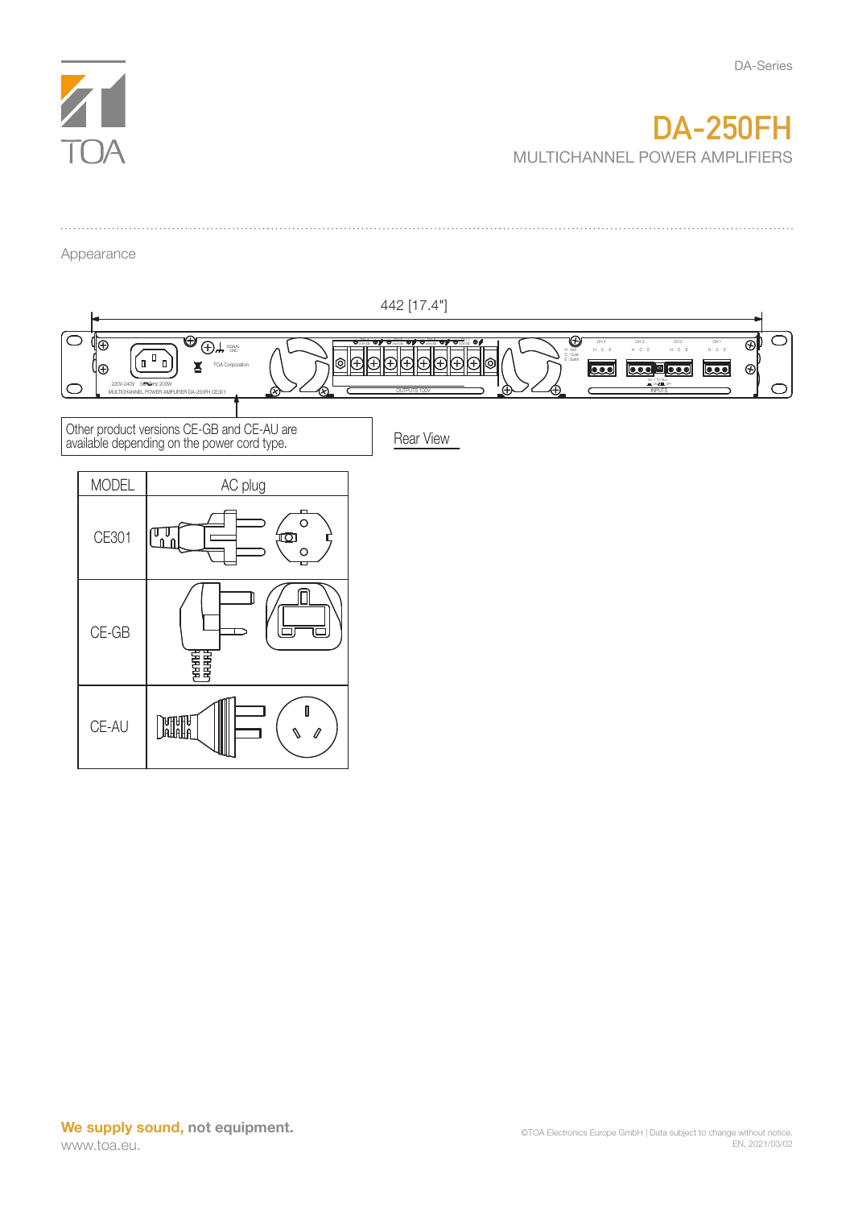# DA-250FH

MULTICHANNEL POWER AMPLIFIERS

## Appearance

442 [17.4"]

Other product versions CE-GB and CE-AU are available depending on the power cord type.

Rear View

| MODEL | AC plug |
|---|---|
| CE301 | |
| CE-GB | |
| CE-AU | |

**We supply sound, not equipment.**
www.toa.eu.

©TOA Electronics Europe GmbH | Data subject to change without notice.
EN, 2021/03/02